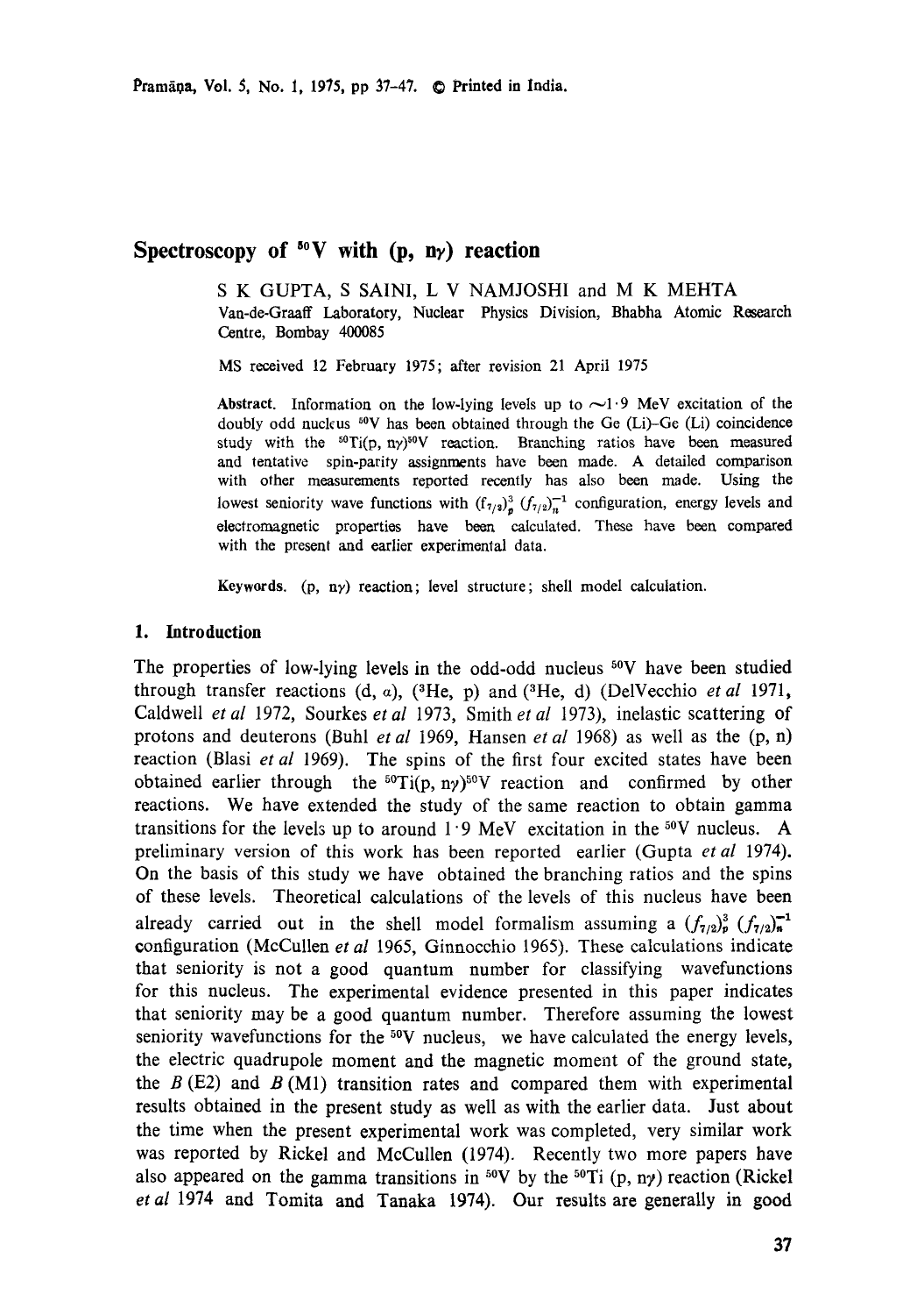# Spectroscopy of $^{50}$V with (p, n$\gamma$) reaction

S K GUPTA, S SAINI, L V NAMJOSHI and M K MEHTA
Van-de-Graaff Laboratory, Nuclear Physics Division, Bhabha Atomic Research Centre, Bombay 400085

MS received 12 February 1975; after revision 21 April 1975

**Abstract.** Information on the low-lying levels up to ~1·9 MeV excitation of the doubly odd nucleus $^{50}$V has been obtained through the Ge (Li)–Ge (Li) coincidence study with the $^{50}$Ti(p, n$\gamma$)$^{50}$V reaction. Branching ratios have been measured and tentative spin-parity assignments have been made. A detailed comparison with other measurements reported recently has also been made. Using the lowest seniority wave functions with $(f_{7/2})^3_p\,(f_{7/2})^{-1}_n$ configuration, energy levels and electromagnetic properties have been calculated. These have been compared with the present and earlier experimental data.

**Keywords.** (p, n$\gamma$) reaction; level structure; shell model calculation.

## 1. Introduction

The properties of low-lying levels in the odd-odd nucleus $^{50}$V have been studied through transfer reactions (d, $\alpha$), ($^3$He, p) and ($^3$He, d) (DelVecchio *et al* 1971, Caldwell *et al* 1972, Sourkes *et al* 1973, Smith *et al* 1973), inelastic scattering of protons and deuterons (Buhl *et al* 1969, Hansen *et al* 1968) as well as the (p, n) reaction (Blasi *et al* 1969). The spins of the first four excited states have been obtained earlier through the $^{50}$Ti(p, n$\gamma$)$^{50}$V reaction and confirmed by other reactions. We have extended the study of the same reaction to obtain gamma transitions for the levels up to around 1·9 MeV excitation in the $^{50}$V nucleus. A preliminary version of this work has been reported earlier (Gupta *et al* 1974). On the basis of this study we have obtained the branching ratios and the spins of these levels. Theoretical calculations of the levels of this nucleus have been already carried out in the shell model formalism assuming a $(f_{7/2})^3_p\,(f_{7/2})^{-1}_n$ configuration (McCullen *et al* 1965, Ginnocchio 1965). These calculations indicate that seniority is not a good quantum number for classifying wavefunctions for this nucleus. The experimental evidence presented in this paper indicates that seniority may be a good quantum number. Therefore assuming the lowest seniority wavefunctions for the $^{50}$V nucleus, we have calculated the energy levels, the electric quadrupole moment and the magnetic moment of the ground state, the $B$(E2) and $B$(M1) transition rates and compared them with experimental results obtained in the present study as well as with the earlier data. Just about the time when the present experimental work was completed, very similar work was reported by Rickel and McCullen (1974). Recently two more papers have also appeared on the gamma transitions in $^{50}$V by the $^{50}$Ti (p, n$\gamma$) reaction (Rickel *et al* 1974 and Tomita and Tanaka 1974). Our results are generally in good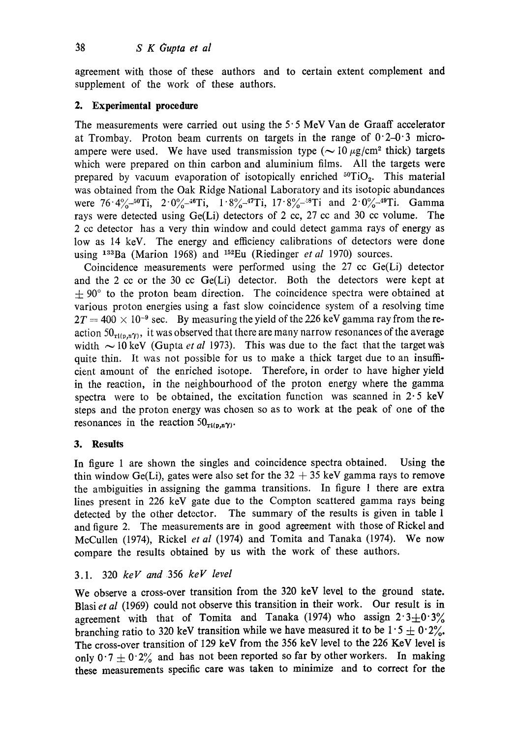agreement with those of these authors and to certain extent complement and supplement of the work of these authors.

## 2. Experimental procedure

The measurements were carried out using the 5·5 MeV Van de Graaff accelerator at Trombay. Proton beam currents on targets in the range of 0·2–0·3 microampere were used. We have used transmission type ($\sim 10\ \mu g/cm^2$ thick) targets which were prepared on thin carbon and aluminium films. All the targets were prepared by vacuum evaporation of isotopically enriched $^{50}TiO_2$. This material was obtained from the Oak Ridge National Laboratory and its isotopic abundances were 76·4%–$^{50}$Ti, 2·0%–$^{46}$Ti, 1·8%–$^{47}$Ti, 17·8%–$^{48}$Ti and 2·0%–$^{49}$Ti. Gamma rays were detected using Ge(Li) detectors of 2 cc, 27 cc and 30 cc volume. The 2 cc detector has a very thin window and could detect gamma rays of energy as low as 14 keV. The energy and efficiency calibrations of detectors were done using $^{133}$Ba (Marion 1968) and $^{152}$Eu (Riedinger *et al* 1970) sources.

Coincidence measurements were performed using the 27 cc Ge(Li) detector and the 2 cc or the 30 cc Ge(Li) detector. Both the detectors were kept at $\pm 90°$ to the proton beam direction. The coincidence spectra were obtained at various proton energies using a fast slow coincidence system of a resolving time $2T = 400 \times 10^{-9}$ sec. By measuring the yield of the 226 keV gamma ray from the reaction $^{50}Ti(p,n\gamma)$, it was observed that there are many narrow resonances of the average width $\sim 10$ keV (Gupta *et al* 1973). This was due to the fact that the target was quite thin. It was not possible for us to make a thick target due to an insufficient amount of the enriched isotope. Therefore, in order to have higher yield in the reaction, in the neighbourhood of the proton energy where the gamma spectra were to be obtained, the excitation function was scanned in 2·5 keV steps and the proton energy was chosen so as to work at the peak of one of the resonances in the reaction $^{50}Ti(p,n\gamma)$.

## 3. Results

In figure 1 are shown the singles and coincidence spectra obtained. Using the thin window Ge(Li), gates were also set for the 32 + 35 keV gamma rays to remove the ambiguities in assigning the gamma transitions. In figure 1 there are extra lines present in 226 keV gate due to the Compton scattered gamma rays being detected by the other detector. The summary of the results is given in table 1 and figure 2. The measurements are in good agreement with those of Rickel and McCullen (1974), Rickel *et al* (1974) and Tomita and Tanaka (1974). We now compare the results obtained by us with the work of these authors.

### 3.1. *320 keV and 356 keV level*

We observe a cross-over transition from the 320 keV level to the ground state. Blasi *et al* (1969) could not observe this transition in their work. Our result is in agreement with that of Tomita and Tanaka (1974) who assign 2·3±0·3% branching ratio to 320 keV transition while we have measured it to be 1·5 ± 0·2%. The cross-over transition of 129 keV from the 356 keV level to the 226 KeV level is only 0·7 ± 0·2% and has not been reported so far by other workers. In making these measurements specific care was taken to minimize and to correct for the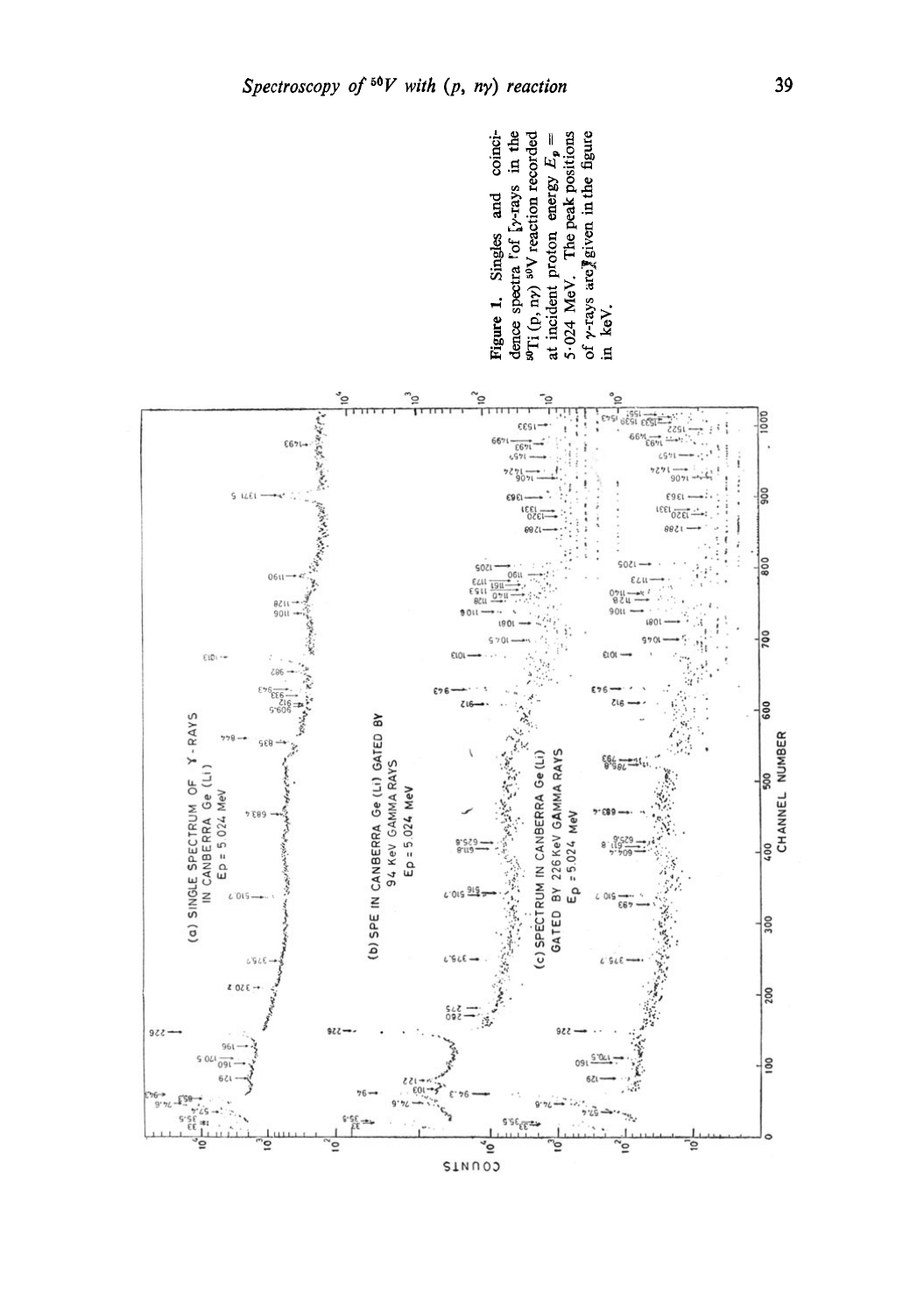Figure 1. Singles and coincidence spectra of γ-rays in the $^{50}$Ti (p, nγ) $^{50}$V reaction recorded at incident proton energy $E_p$ = 5·024 MeV. The peak positions of γ-rays are given in the figure in keV.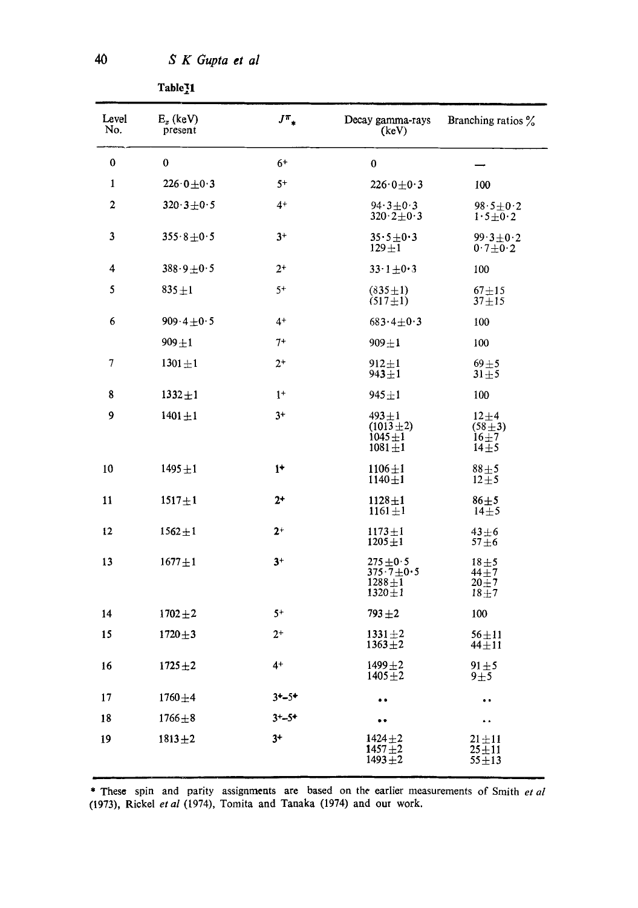Table 1

| Level No. | $E_x$ (keV) present | $J^{\pi}$ * | Decay gamma-rays (keV) | Branching ratios % |
|---|---|---|---|---|
| 0 | 0 | $6^+$ | 0 | — |
| 1 | $226{\cdot}0 \pm 0{\cdot}3$ | $5^+$ | $226{\cdot}0 \pm 0{\cdot}3$ | 100 |
| 2 | $320{\cdot}3 \pm 0{\cdot}5$ | $4^+$ | $94{\cdot}3 \pm 0{\cdot}3$<br>$320{\cdot}2 \pm 0{\cdot}3$ | $98{\cdot}5 \pm 0{\cdot}2$<br>$1{\cdot}5 \pm 0{\cdot}2$ |
| 3 | $355{\cdot}8 \pm 0{\cdot}5$ | $3^+$ | $35{\cdot}5 \pm 0{\cdot}3$<br>$129 \pm 1$ | $99{\cdot}3 \pm 0{\cdot}2$<br>$0{\cdot}7 \pm 0{\cdot}2$ |
| 4 | $388{\cdot}9 \pm 0{\cdot}5$ | $2^+$ | $33{\cdot}1 \pm 0{\cdot}3$ | 100 |
| 5 | $835 \pm 1$ | $5^+$ | $(835 \pm 1)$<br>$(517 \pm 1)$ | $67 \pm 15$<br>$37 \pm 15$ |
| 6 | $909{\cdot}4 \pm 0{\cdot}5$ | $4^+$ | $683{\cdot}4 \pm 0{\cdot}3$ | 100 |
| | $909 \pm 1$ | $7^+$ | $909 \pm 1$ | 100 |
| 7 | $1301 \pm 1$ | $2^+$ | $912 \pm 1$<br>$943 \pm 1$ | $69 \pm 5$<br>$31 \pm 5$ |
| 8 | $1332 \pm 1$ | $1^+$ | $945 \pm 1$ | 100 |
| 9 | $1401 \pm 1$ | $3^+$ | $493 \pm 1$<br>$(1013 \pm 2)$<br>$1045 \pm 1$<br>$1081 \pm 1$ | $12 \pm 4$<br>$(58 \pm 3)$<br>$16 \pm 7$<br>$14 \pm 5$ |
| 10 | $1495 \pm 1$ | $1^+$ | $1106 \pm 1$<br>$1140 \pm 1$ | $88 \pm 5$<br>$12 \pm 5$ |
| 11 | $1517 \pm 1$ | $2^+$ | $1128 \pm 1$<br>$1161 \pm 1$ | $86 \pm 5$<br>$14 \pm 5$ |
| 12 | $1562 \pm 1$ | $2^+$ | $1173 \pm 1$<br>$1205 \pm 1$ | $43 \pm 6$<br>$57 \pm 6$ |
| 13 | $1677 \pm 1$ | $3^+$ | $275 \pm 0{\cdot}5$<br>$375{\cdot}7 \pm 0{\cdot}5$<br>$1288 \pm 1$<br>$1320 \pm 1$ | $18 \pm 5$<br>$44 \pm 7$<br>$20 \pm 7$<br>$18 \pm 7$ |
| 14 | $1702 \pm 2$ | $5^+$ | $793 \pm 2$ | 100 |
| 15 | $1720 \pm 3$ | $2^+$ | $1331 \pm 2$<br>$1363 \pm 2$ | $56 \pm 11$<br>$44 \pm 11$ |
| 16 | $1725 \pm 2$ | $4^+$ | $1499 \pm 2$<br>$1405 \pm 2$ | $91 \pm 5$<br>$9 \pm 5$ |
| 17 | $1760 \pm 4$ | $3^+$–$5^+$ | .. | .. |
| 18 | $1766 \pm 8$ | $3^+$–$5^+$ | .. | .. |
| 19 | $1813 \pm 2$ | $3^+$ | $1424 \pm 2$<br>$1457 \pm 2$<br>$1493 \pm 2$ | $21 \pm 11$<br>$25 \pm 11$<br>$55 \pm 13$ |

\* These spin and parity assignments are based on the earlier measurements of Smith *et al* (1973), Rickel *et al* (1974), Tomita and Tanaka (1974) and our work.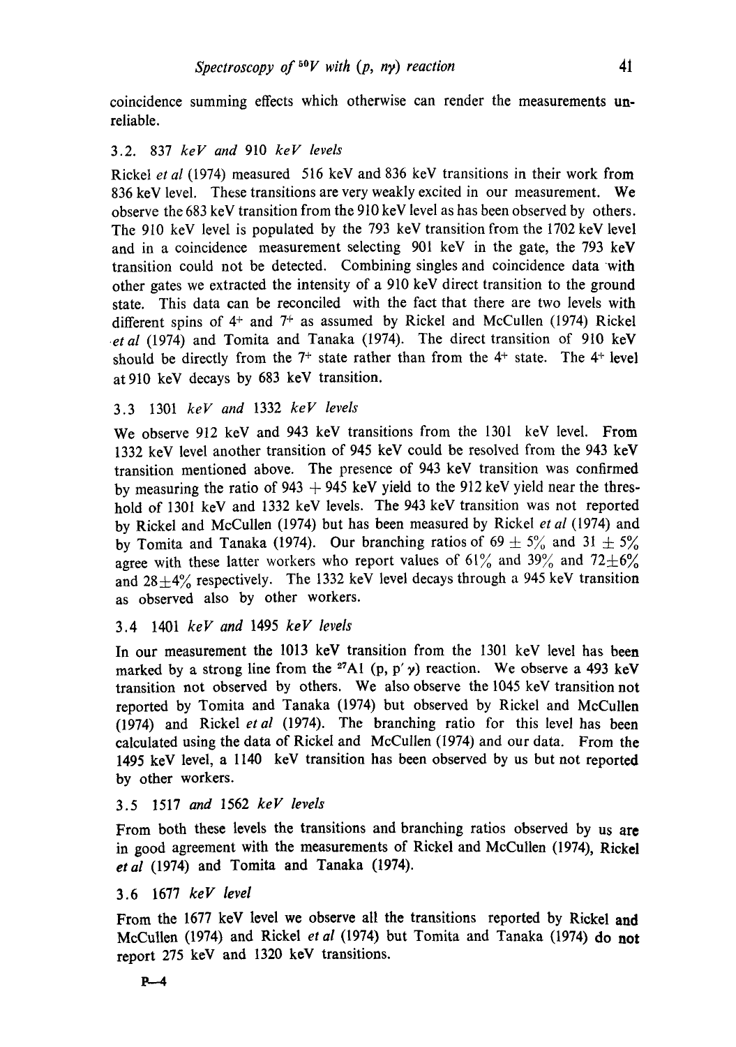coincidence summing effects which otherwise can render the measurements unreliable.

### 3.2. 837 *keV* and 910 *keV levels*

Rickel *et al* (1974) measured 516 keV and 836 keV transitions in their work from 836 keV level. These transitions are very weakly excited in our measurement. We observe the 683 keV transition from the 910 keV level as has been observed by others. The 910 keV level is populated by the 793 keV transition from the 1702 keV level and in a coincidence measurement selecting 901 keV in the gate, the 793 keV transition could not be detected. Combining singles and coincidence data with other gates we extracted the intensity of a 910 keV direct transition to the ground state. This data can be reconciled with the fact that there are two levels with different spins of $4^+$ and $7^+$ as assumed by Rickel and McCullen (1974) Rickel *et al* (1974) and Tomita and Tanaka (1974). The direct transition of 910 keV should be directly from the $7^+$ state rather than from the $4^+$ state. The $4^+$ level at 910 keV decays by 683 keV transition.

### 3.3 1301 *keV* and 1332 *keV levels*

We observe 912 keV and 943 keV transitions from the 1301 keV level. From 1332 keV level another transition of 945 keV could be resolved from the 943 keV transition mentioned above. The presence of 943 keV transition was confirmed by measuring the ratio of 943 + 945 keV yield to the 912 keV yield near the threshold of 1301 keV and 1332 keV levels. The 943 keV transition was not reported by Rickel and McCullen (1974) but has been measured by Rickel *et al* (1974) and by Tomita and Tanaka (1974). Our branching ratios of $69 \pm 5\%$ and $31 \pm 5\%$ agree with these latter workers who report values of 61% and 39% and $72 \pm 6\%$ and $28 \pm 4\%$ respectively. The 1332 keV level decays through a 945 keV transition as observed also by other workers.

### 3.4 1401 *keV* and 1495 *keV levels*

In our measurement the 1013 keV transition from the 1301 keV level has been marked by a strong line from the $^{27}$Al (p, p′ γ) reaction. We observe a 493 keV transition not observed by others. We also observe the 1045 keV transition not reported by Tomita and Tanaka (1974) but observed by Rickel and McCullen (1974) and Rickel *et al* (1974). The branching ratio for this level has been calculated using the data of Rickel and McCullen (1974) and our data. From the 1495 keV level, a 1140 keV transition has been observed by us but not reported by other workers.

### 3.5 1517 *and* 1562 *keV levels*

From both these levels the transitions and branching ratios observed by us are in good agreement with the measurements of Rickel and McCullen (1974), Rickel *et al* (1974) and Tomita and Tanaka (1974).

### 3.6 1677 *keV level*

From the 1677 keV level we observe all the transitions reported by Rickel and McCullen (1974) and Rickel *et al* (1974) but Tomita and Tanaka (1974) do not report 275 keV and 1320 keV transitions.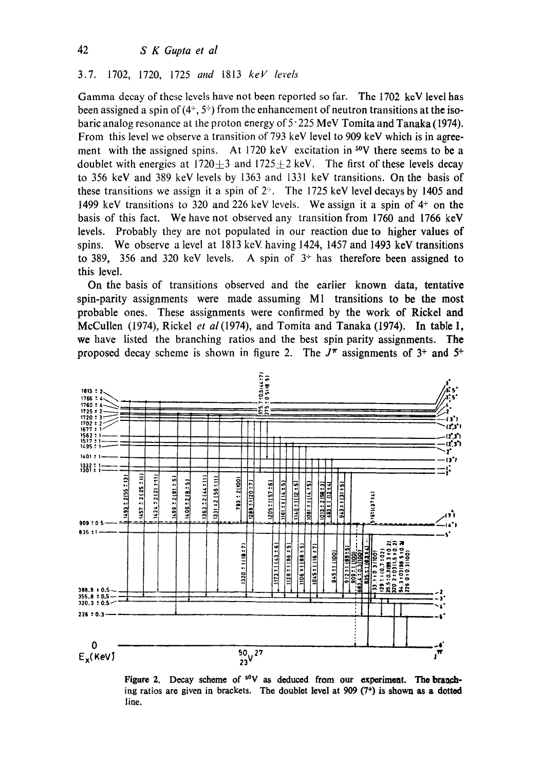### 3.7. 1702, 1720, 1725 *and* 1813 *keV levels*

Gamma decay of these levels have not been reported so far. The 1702 keV level has been assigned a spin of ($4^+$, $5^+$) from the enhancement of neutron transitions at the isobaric analog resonance at the proton energy of 5·225 MeV Tomita and Tanaka (1974). From this level we observe a transition of 793 keV level to 909 keV which is in agreement with the assigned spins. At 1720 keV excitation in $^{50}V$ there seems to be a doublet with energies at 1720±3 and 1725±2 keV. The first of these levels decay to 356 keV and 389 keV levels by 1363 and 1331 keV transitions. On the basis of these transitions we assign it a spin of $2^+$. The 1725 keV level decays by 1405 and 1499 keV transitions to 320 and 226 keV levels. We assign it a spin of $4^+$ on the basis of this fact. We have not observed any transition from 1760 and 1766 keV levels. Probably they are not populated in our reaction due to higher values of spins. We observe a level at 1813 keV having 1424, 1457 and 1493 keV transitions to 389, 356 and 320 keV levels. A spin of $3^+$ has therefore been assigned to this level.

On the basis of transitions observed and the earlier known data, tentative spin-parity assignments were made assuming M1 transitions to be the most probable ones. These assignments were confirmed by the work of Rickel and McCullen (1974), Rickel *et al* (1974), and Tomita and Tanaka (1974). In table 1, we have listed the branching ratios and the best spin parity assignments. The proposed decay scheme is shown in figure 2. The $J^\pi$ assignments of $3^+$ and $5^+$

Figure 2. Decay scheme of $^{50}V$ as deduced from our experiment. The branching ratios are given in brackets. The doublet level at 909 ($7^+$) is shown as a dotted line.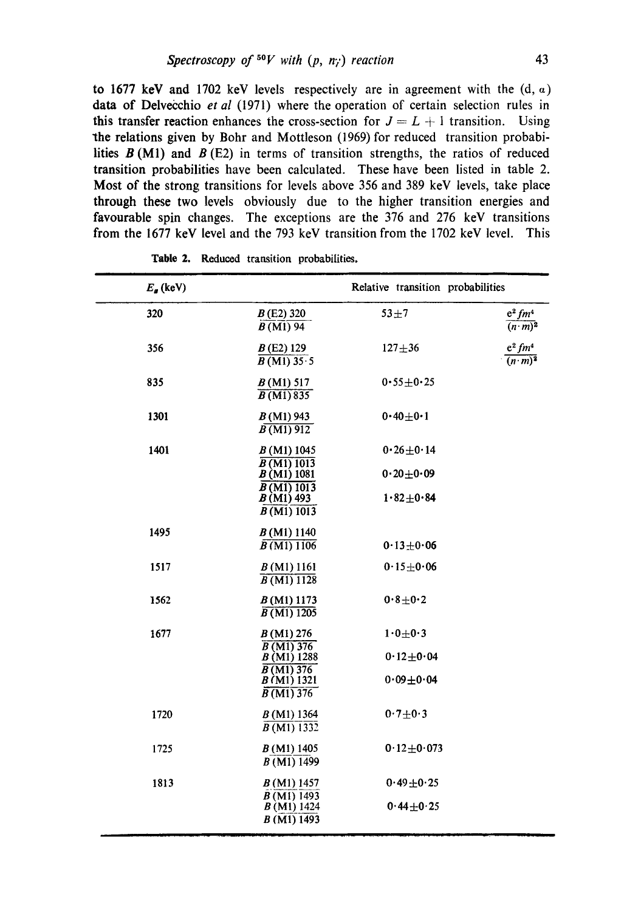to 1677 keV and 1702 keV levels respectively are in agreement with the (d, $\alpha$) data of Delvecchio *et al* (1971) where the operation of certain selection rules in this transfer reaction enhances the cross-section for $J = L + 1$ transition. Using the relations given by Bohr and Mottleson (1969) for reduced transition probabilities $B$(M1) and $B$(E2) in terms of transition strengths, the ratios of reduced transition probabilities have been calculated. These have been listed in table 2. Most of the strong transitions for levels above 356 and 389 keV levels, take place through these two levels obviously due to the higher transition energies and favourable spin changes. The exceptions are the 376 and 276 keV transitions from the 1677 keV level and the 793 keV transition from the 1702 keV level. This

**Table 2.** Reduced transition probabilities.

| $E_s$ (keV) | Relative transition probabilities | | |
|---|---|---|---|
| 320 | $\frac{B(\text{E2})\ 320}{B(\text{M1})\ 94}$ | $53\pm7$ | $\frac{e^2 fm^4}{(n\cdot m)^2}$ |
| 356 | $\frac{B(\text{E2})\ 129}{B(\text{M1})\ 35\cdot5}$ | $127\pm36$ | $\frac{e^2 fm^4}{(n\cdot m)^2}$ |
| 835 | $\frac{B(\text{M1})\ 517}{B(\text{M1})\ 835}$ | $0\cdot55\pm0\cdot25$ | |
| 1301 | $\frac{B(\text{M1})\ 943}{B(\text{M1})\ 912}$ | $0\cdot40\pm0\cdot1$ | |
| 1401 | $\frac{B(\text{M1})\ 1045}{B(\text{M1})\ 1013}$ | $0\cdot26\pm0\cdot14$ | |
| | $\frac{B(\text{M1})\ 1081}{B(\text{M1})\ 1013}$ | $0\cdot20\pm0\cdot09$ | |
| | $\frac{B(\text{M1})\ 493}{B(\text{M1})\ 1013}$ | $1\cdot82\pm0\cdot84$ | |
| 1495 | $\frac{B(\text{M1})\ 1140}{B(\text{M1})\ 1106}$ | $0\cdot13\pm0\cdot06$ | |
| 1517 | $\frac{B(\text{M1})\ 1161}{B(\text{M1})\ 1128}$ | $0\cdot15\pm0\cdot06$ | |
| 1562 | $\frac{B(\text{M1})\ 1173}{B(\text{M1})\ 1205}$ | $0\cdot8\pm0\cdot2$ | |
| 1677 | $\frac{B(\text{M1})\ 276}{B(\text{M1})\ 376}$ | $1\cdot0\pm0\cdot3$ | |
| | $\frac{B(\text{M1})\ 1288}{B(\text{M1})\ 376}$ | $0\cdot12\pm0\cdot04$ | |
| | $\frac{B(\text{M1})\ 1321}{B(\text{M1})\ 376}$ | $0\cdot09\pm0\cdot04$ | |
| 1720 | $\frac{B(\text{M1})\ 1364}{B(\text{M1})\ 1332}$ | $0\cdot7\pm0\cdot3$ | |
| 1725 | $\frac{B(\text{M1})\ 1405}{B(\text{M1})\ 1499}$ | $0\cdot12\pm0\cdot073$ | |
| 1813 | $\frac{B(\text{M1})\ 1457}{B(\text{M1})\ 1493}$ | $0\cdot49\pm0\cdot25$ | |
| | $\frac{B(\text{M1})\ 1424}{B(\text{M1})\ 1493}$ | $0\cdot44\pm0\cdot25$ | |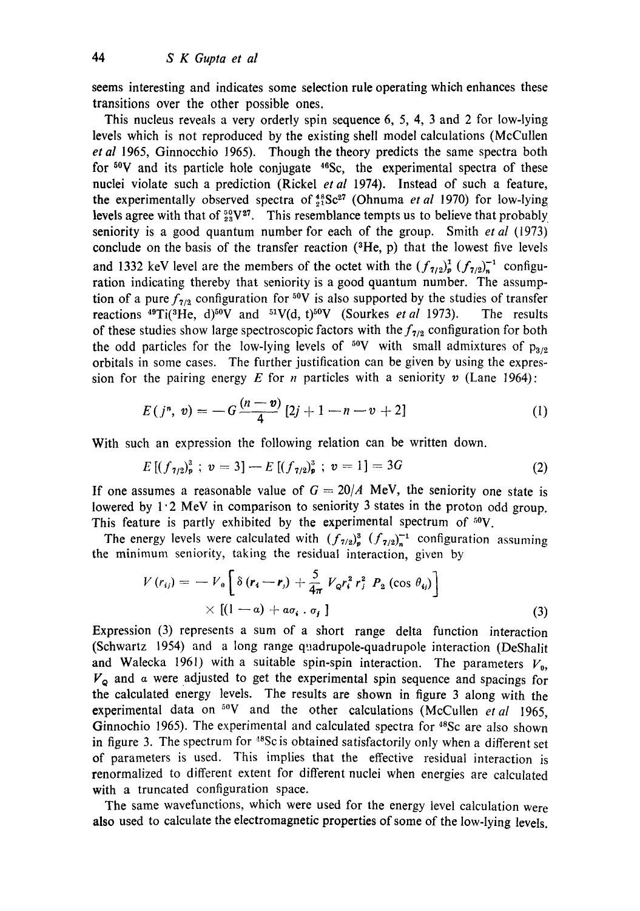seems interesting and indicates some selection rule operating which enhances these transitions over the other possible ones.

This nucleus reveals a very orderly spin sequence 6, 5, 4, 3 and 2 for low-lying levels which is not reproduced by the existing shell model calculations (McCullen *et al* 1965, Ginnocchio 1965). Though the theory predicts the same spectra both for $^{50}$V and its particle hole conjugate $^{46}$Sc, the experimental spectra of these nuclei violate such a prediction (Rickel *et al* 1974). Instead of such a feature, the experimentally observed spectra of $^{48}_{21}\mathrm{Sc}^{27}$ (Ohnuma *et al* 1970) for low-lying levels agree with that of $^{50}_{23}\mathrm{V}^{27}$. This resemblance tempts us to believe that probably seniority is a good quantum number for each of the group. Smith *et al* (1973) conclude on the basis of the transfer reaction ($^3$He, p) that the lowest five levels and 1332 keV level are the members of the octet with the $(f_{7/2})^1_p\,(f_{7/2})^{-1}_n$ configuration indicating thereby that seniority is a good quantum number. The assumption of a pure $f_{7/2}$ configuration for $^{50}$V is also supported by the studies of transfer reactions $^{49}$Ti($^3$He, d)$^{50}$V and $^{51}$V(d, t)$^{50}$V (Sourkes *et al* 1973). The results of these studies show large spectroscopic factors with the $f_{7/2}$ configuration for both the odd particles for the low-lying levels of $^{50}$V with small admixtures of $p_{3/2}$ orbitals in some cases. The further justification can be given by using the expression for the pairing energy $E$ for $n$ particles with a seniority $v$ (Lane 1964):

$$E(j^n,\, v) = -G\frac{(n-v)}{4}\,[2j+1-n-v+2] \tag{1}$$

With such an expression the following relation can be written down.

$$E\,[(f_{7/2})^3_p\,;\; v=3] - E\,[(f_{7/2})^3_p\,;\; v=1] = 3G \tag{2}$$

If one assumes a reasonable value of $G = 20/A$ MeV, the seniority one state is lowered by 1·2 MeV in comparison to seniority 3 states in the proton odd group. This feature is partly exhibited by the experimental spectrum of $^{50}$V.

The energy levels were calculated with $(f_{7/2})^3_p\,(f_{7/2})^{-1}_n$ configuration assuming the minimum seniority, taking the residual interaction, given by

$$\begin{aligned} V(r_{ij}) = &-V_0\left[\delta(r_i - r_j) + \frac{5}{4\pi}\,V_Q r_i^2 r_j^2\, P_2(\cos\theta_{ij})\right] \\ &\times [(1-a) + a\sigma_i \cdot \sigma_j\,] \end{aligned} \tag{3}$$

Expression (3) represents a sum of a short range delta function interaction (Schwartz 1954) and a long range quadrupole-quadrupole interaction (DeShalit and Walecka 1961) with a suitable spin-spin interaction. The parameters $V_0$, $V_Q$ and $a$ were adjusted to get the experimental spin sequence and spacings for the calculated energy levels. The results are shown in figure 3 along with the experimental data on $^{50}$V and the other calculations (McCullen *et al* 1965, Ginnochio 1965). The experimental and calculated spectra for $^{48}$Sc are also shown in figure 3. The spectrum for $^{48}$Sc is obtained satisfactorily only when a different set of parameters is used. This implies that the effective residual interaction is renormalized to different extent for different nuclei when energies are calculated with a truncated configuration space.

The same wavefunctions, which were used for the energy level calculation were also used to calculate the electromagnetic properties of some of the low-lying levels.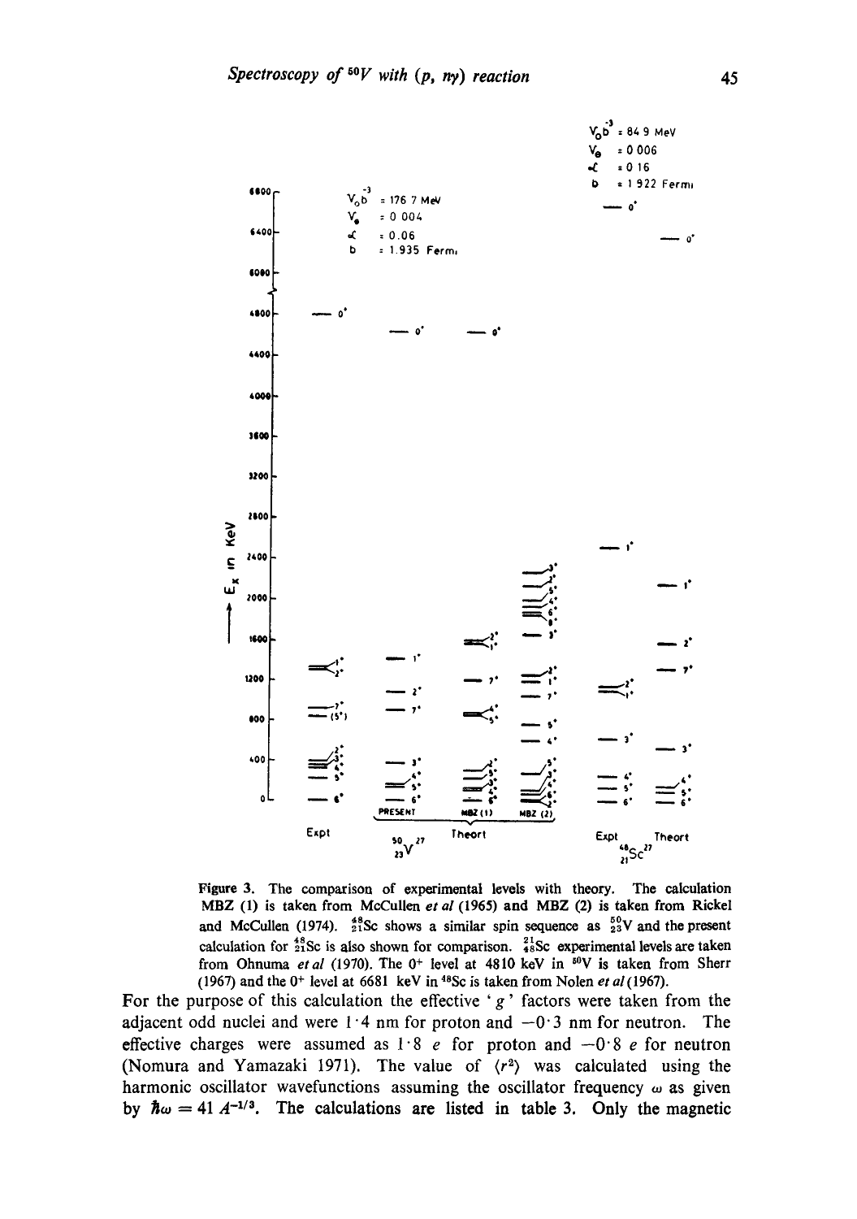Figure 3. The comparison of experimental levels with theory. The calculation MBZ (1) is taken from McCullen *et al* (1965) and MBZ (2) is taken from Rickel and McCullen (1974). $^{48}_{21}Sc$ shows a similar spin sequence as $^{50}_{23}V$ and the present calculation for $^{48}_{21}Sc$ is also shown for comparison. $^{21}_{48}Sc$ experimental levels are taken from Ohnuma *et al* (1970). The $0^+$ level at 4810 keV in $^{50}V$ is taken from Sherr (1967) and the $0^+$ level at 6681 keV in $^{48}Sc$ is taken from Nolen *et al* (1967).

For the purpose of this calculation the effective '*g*' factors were taken from the adjacent odd nuclei and were 1·4 nm for proton and −0·3 nm for neutron. The effective charges were assumed as 1·8 *e* for proton and −0·8 *e* for neutron (Nomura and Yamazaki 1971). The value of $\langle r^2 \rangle$ was calculated using the harmonic oscillator wavefunctions assuming the oscillator frequency $\omega$ as given by $\hbar\omega = 41\, A^{-1/3}$. The calculations are listed in table 3. Only the magnetic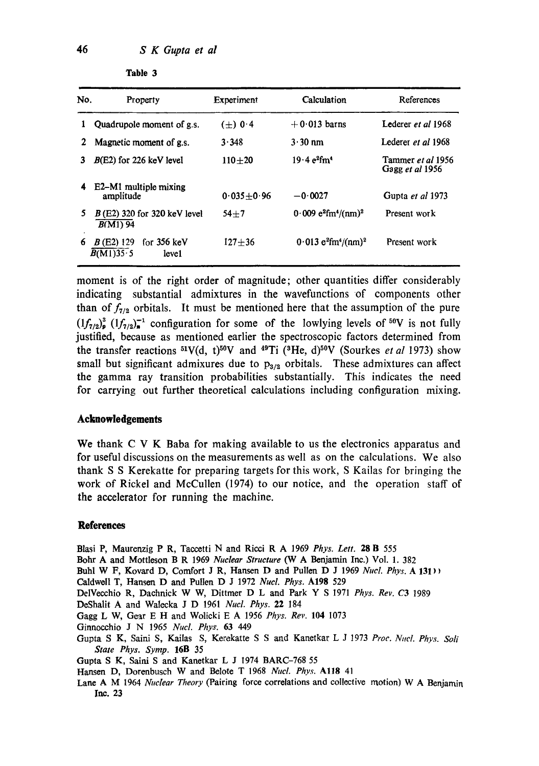Table 3

| No. | Property | Experiment | Calculation | References |
|---|---|---|---|---|
| 1 | Quadrupole moment of g.s. | $(\pm)$ 0·4 | $+0{\cdot}013$ barns | Lederer *et al* 1968 |
| 2 | Magnetic moment of g.s. | 3·348 | 3·30 nm | Lederer *et al* 1968 |
| 3 | $B$(E2) for 226 keV level | $110\pm20$ | 19·4 $e^2fm^4$ | Tammer *et al* 1956 Gagg *et al* 1956 |
| 4 | E2–M1 multiple mixing amplitude | $0{\cdot}035\pm0{\cdot}96$ | $-0{\cdot}0027$ | Gupta *et al* 1973 |
| 5 | $\frac{B\,(\mathrm{E2})\ 320}{B(\mathrm{M1})\ 94}$ for 320 keV level | $54\pm7$ | 0·009 $e^2fm^4/(nm)^2$ | Present work |
| 6 | $\frac{B\,(\mathrm{E2})\ 129}{B(\mathrm{M1})\ 35{\cdot}5}$ for 356 keV level | $127\pm36$ | 0·013 $e^2fm^4/(nm)^2$ | Present work |

moment is of the right order of magnitude; other quantities differ considerably indicating substantial admixtures in the wavefunctions of components other than of $f_{7/2}$ orbitals. It must be mentioned here that the assumption of the pure $(1f_{7/2})^3_p\ (1f_{7/2})^{-1}_n$ configuration for some of the lowlying levels of $^{50}$V is not fully justified, because as mentioned earlier the spectroscopic factors determined from the transfer reactions $^{51}$V(d, t)$^{50}$V and $^{49}$Ti ($^3$He, d)$^{50}$V (Sourkes *et al* 1973) show small but significant admixures due to $p_{3/2}$ orbitals. These admixtures can affect the gamma ray transition probabilities substantially. This indicates the need for carrying out further theoretical calculations including configuration mixing.

## Acknowledgements

We thank C V K Baba for making available to us the electronics apparatus and for useful discussions on the measurements as well as on the calculations. We also thank S S Kerekatte for preparing targets for this work, S Kailas for bringing the work of Rickel and McCullen (1974) to our notice, and the operation staff of the accelerator for running the machine.

## References

Blasi P, Maurenzig P R, Taccetti N and Ricci R A 1969 *Phys. Lett.* **28 B** 555

Bohr A and Mottleson B R 1969 *Nuclear Structure* (W A Benjamin Inc.) Vol. 1. 382

Buhl W F, Kovard D, Comfort J R, Hansen D and Pullen D J 1969 *Nucl. Phys.* **A 131**

Caldwell T, Hansen D and Pullen D J 1972 *Nucl. Phys.* **A198** 529

DelVecchio R, Dachnick W W, Dittmer D L and Park Y S 1971 *Phys. Rev.* **C3** 1989

DeShalit A and Walecka J D 1961 *Nucl. Phys.* **22** 184

Gagg L W, Gear E H and Wolicki E A 1956 *Phys. Rev.* **104** 1073

Ginnocchio J N 1965 *Nucl. Phys.* **63** 449

Gupta S K, Saini S, Kailas S, Kerekatte S S and Kanetkar L J 1973 *Proc. Nucl. Phys. Soli State Phys. Symp.* **16B** 35

Gupta S K, Saini S and Kanetkar L J 1974 BARC-768 55

Hansen D, Dorenbusch W and Belote T 1968 *Nucl. Phys.* **A118** 41

Lane A M 1964 *Nuclear Theory* (Pairing force correlations and collective motion) W A Benjamin Inc. 23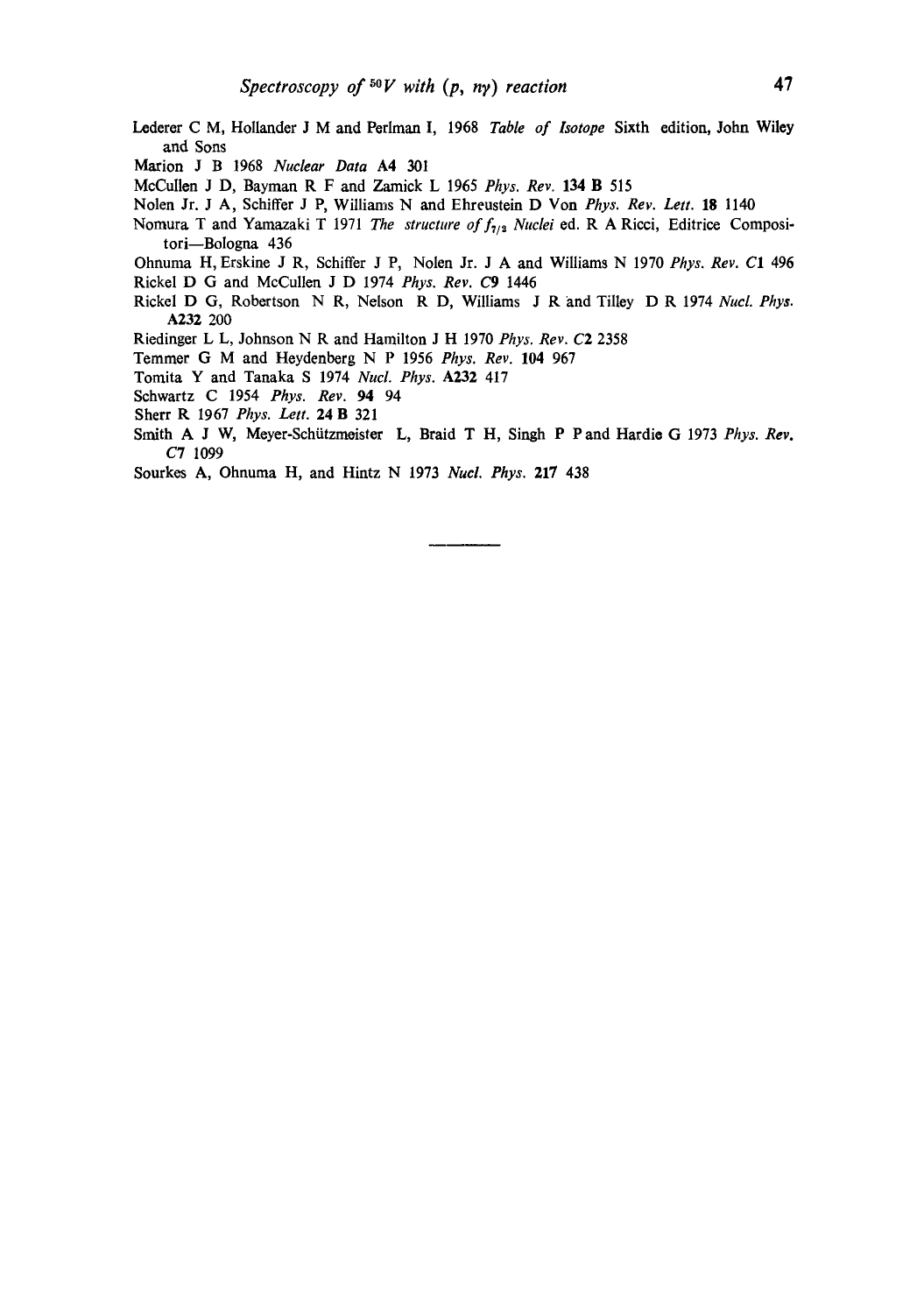Lederer C M, Hollander J M and Perlman I, 1968 *Table of Isotope* Sixth edition, John Wiley and Sons

Marion J B 1968 *Nuclear Data* **A4** 301

McCullen J D, Bayman R F and Zamick L 1965 *Phys. Rev.* **134 B** 515

Nolen Jr. J A, Schiffer J P, Williams N and Ehreustein D Von *Phys. Rev. Lett.* **18** 1140

Nomura T and Yamazaki T 1971 *The structure of $f_{7/2}$ Nuclei* ed. R A Ricci, Editrice Compositori—Bologna 436

Ohnuma H, Erskine J R, Schiffer J P, Nolen Jr. J A and Williams N 1970 *Phys. Rev.* **C1** 496

Rickel D G and McCullen J D 1974 *Phys. Rev.* **C9** 1446

Rickel D G, Robertson N R, Nelson R D, Williams J R and Tilley D R 1974 *Nucl. Phys.* **A232** 200

Riedinger L L, Johnson N R and Hamilton J H 1970 *Phys. Rev.* **C2** 2358

Temmer G M and Heydenberg N P 1956 *Phys. Rev.* **104** 967

Tomita Y and Tanaka S 1974 *Nucl. Phys.* **A232** 417

Schwartz C 1954 *Phys. Rev.* **94** 94

Sherr R 1967 *Phys. Lett.* **24 B** 321

Smith A J W, Meyer-Schützmeister L, Braid T H, Singh P P and Hardie G 1973 *Phys. Rev.* **C7** 1099

Sourkes A, Ohnuma H, and Hintz N 1973 *Nucl. Phys.* **217** 438